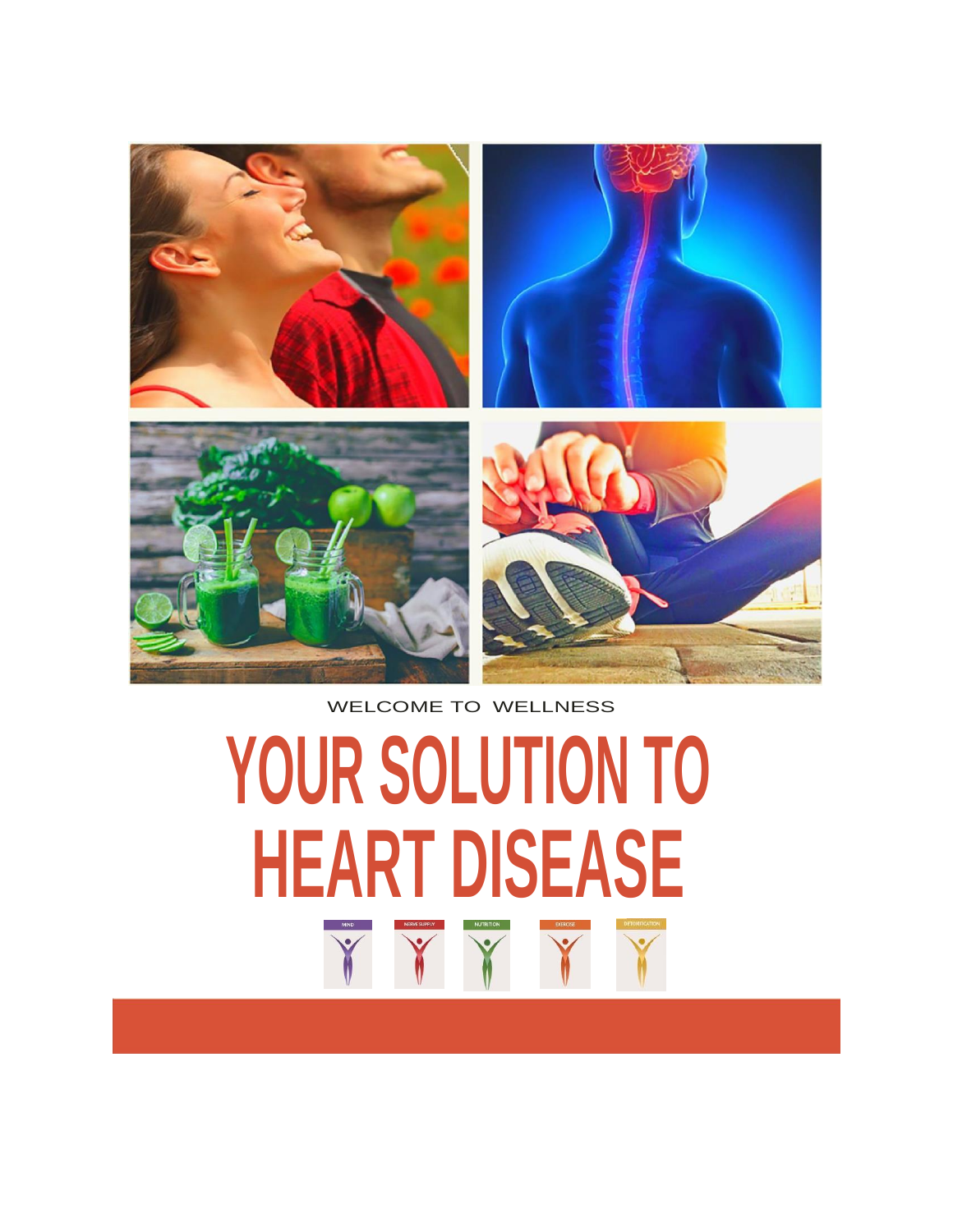WELCOME TO WELLNESS

# YOUR SOLUTION TO HEART DISEASE

MIND | NERVE SUPPLY | NUTRITION | EXERCISE | DETOXIFICATION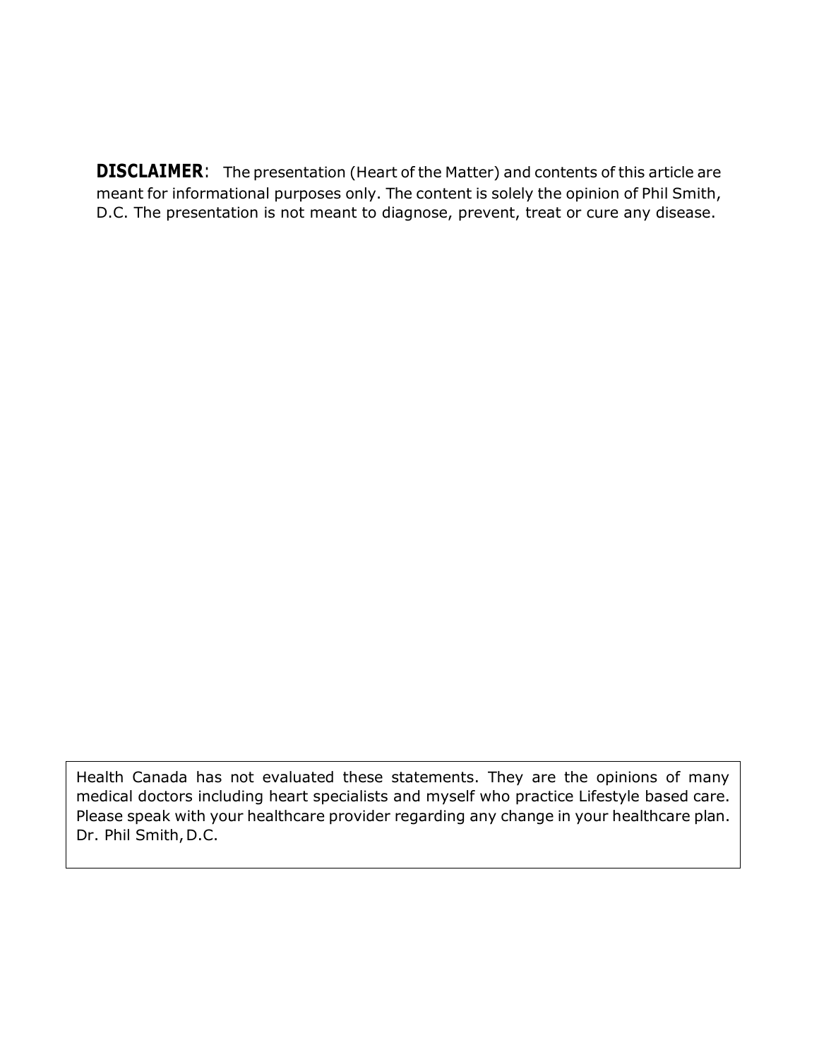**DISCLAIMER**: The presentation (Heart of the Matter) and contents of this article are meant for informational purposes only. The content is solely the opinion of Phil Smith, D.C. The presentation is not meant to diagnose, prevent, treat or cure any disease.

> Health Canada has not evaluated these statements. They are the opinions of many medical doctors including heart specialists and myself who practice Lifestyle based care. Please speak with your healthcare provider regarding any change in your healthcare plan.
> Dr. Phil Smith, D.C.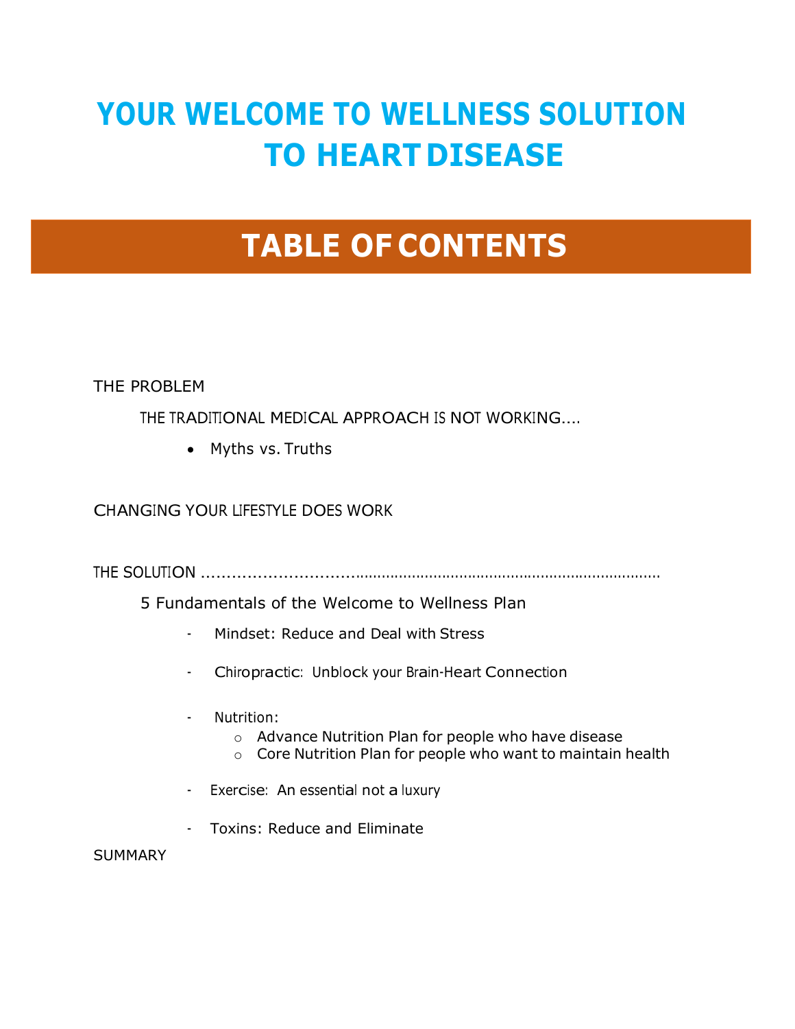# YOUR WELCOME TO WELLNESS SOLUTION TO HEART DISEASE

## TABLE OF CONTENTS

THE PROBLEM

THE TRADITIONAL MEDICAL APPROACH IS NOT WORKING....

- Myths vs. Truths

CHANGING YOUR LIFESTYLE DOES WORK

THE SOLUTION ..........................................................................................................

5 Fundamentals of the Welcome to Wellness Plan

- Mindset: Reduce and Deal with Stress
- Chiropractic: Unblock your Brain-Heart Connection
- Nutrition:
  - Advance Nutrition Plan for people who have disease
  - Core Nutrition Plan for people who want to maintain health
- Exercise: An essential not a luxury
- Toxins: Reduce and Eliminate

SUMMARY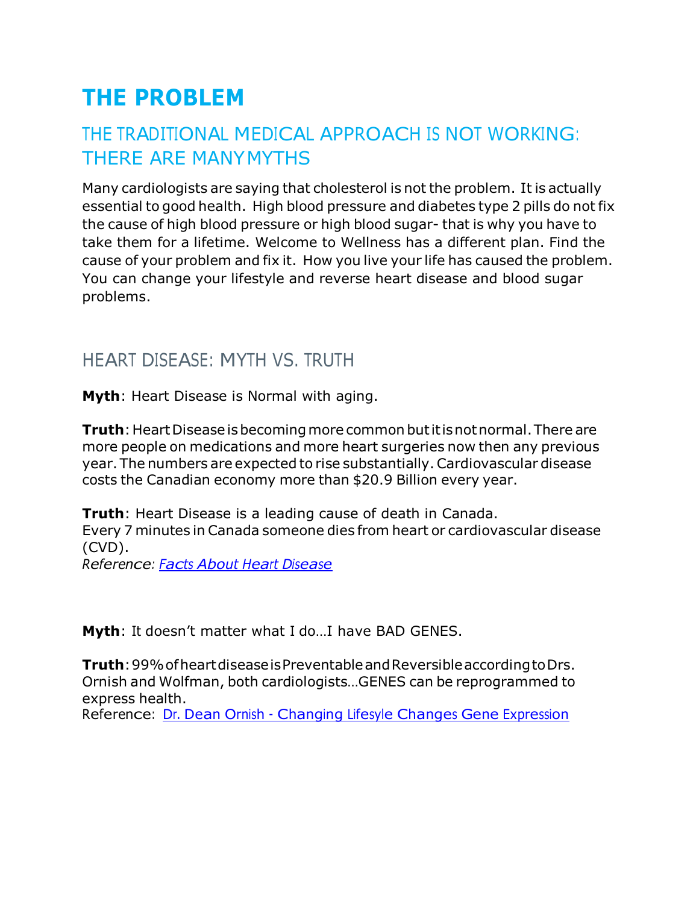# THE PROBLEM

## THE TRADITIONAL MEDICAL APPROACH IS NOT WORKING: THERE ARE MANY MYTHS

Many cardiologists are saying that cholesterol is not the problem. It is actually essential to good health. High blood pressure and diabetes type 2 pills do not fix the cause of high blood pressure or high blood sugar- that is why you have to take them for a lifetime. Welcome to Wellness has a different plan. Find the cause of your problem and fix it. How you live your life has caused the problem. You can change your lifestyle and reverse heart disease and blood sugar problems.

## HEART DISEASE: MYTH VS. TRUTH

**Myth**: Heart Disease is Normal with aging.

**Truth**: Heart Disease is becoming more common but it is not normal. There are more people on medications and more heart surgeries now then any previous year. The numbers are expected to rise substantially. Cardiovascular disease costs the Canadian economy more than $20.9 Billion every year.

**Truth**: Heart Disease is a leading cause of death in Canada.
Every 7 minutes in Canada someone dies from heart or cardiovascular disease (CVD).
*Reference: Facts About Heart Disease*

**Myth**: It doesn't matter what I do…I have BAD GENES.

**Truth**: 99% of heart disease is Preventable and Reversible according to Drs. Ornish and Wolfman, both cardiologists…GENES can be reprogrammed to express health.
Reference: Dr. Dean Ornish - Changing Lifesyle Changes Gene Expression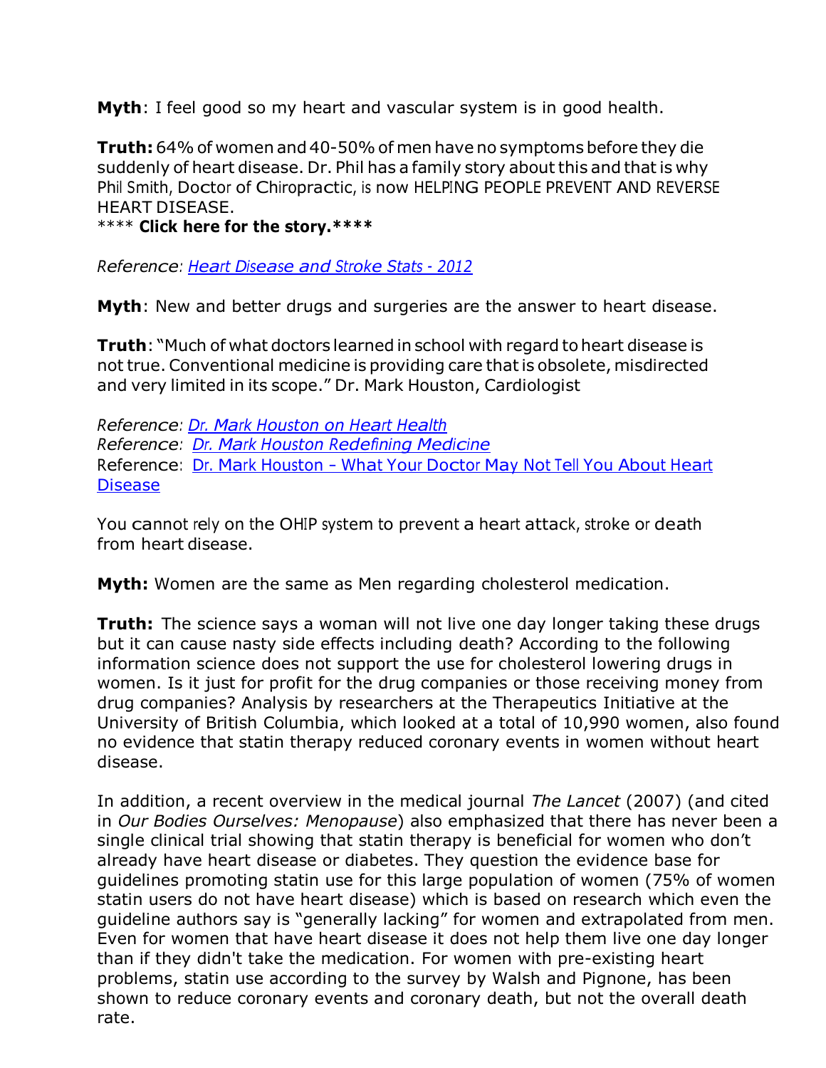**Myth**: I feel good so my heart and vascular system is in good health.

**Truth:** 64% of women and 40-50% of men have no symptoms before they die suddenly of heart disease. Dr. Phil has a family story about this and that is why Phil Smith, Doctor of Chiropractic, is now HELPING PEOPLE PREVENT AND REVERSE HEART DISEASE.

**** **Click here for the story.****

*Reference: [Heart Disease and Stroke Stats - 2012]()*

**Myth**: New and better drugs and surgeries are the answer to heart disease.

**Truth**: "Much of what doctors learned in school with regard to heart disease is not true. Conventional medicine is providing care that is obsolete, misdirected and very limited in its scope." Dr. Mark Houston, Cardiologist

*Reference: [Dr. Mark Houston on Heart Health]()*
*Reference: [Dr. Mark Houston Redefining Medicine]()*
Reference: [Dr. Mark Houston – What Your Doctor May Not Tell You About Heart Disease]()

You cannot rely on the OHIP system to prevent a heart attack, stroke or death from heart disease.

**Myth:** Women are the same as Men regarding cholesterol medication.

**Truth:** The science says a woman will not live one day longer taking these drugs but it can cause nasty side effects including death? According to the following information science does not support the use for cholesterol lowering drugs in women. Is it just for profit for the drug companies or those receiving money from drug companies? Analysis by researchers at the Therapeutics Initiative at the University of British Columbia, which looked at a total of 10,990 women, also found no evidence that statin therapy reduced coronary events in women without heart disease.

In addition, a recent overview in the medical journal *The Lancet* (2007) (and cited in *Our Bodies Ourselves: Menopause*) also emphasized that there has never been a single clinical trial showing that statin therapy is beneficial for women who don't already have heart disease or diabetes. They question the evidence base for guidelines promoting statin use for this large population of women (75% of women statin users do not have heart disease) which is based on research which even the guideline authors say is "generally lacking" for women and extrapolated from men. Even for women that have heart disease it does not help them live one day longer than if they didn't take the medication. For women with pre-existing heart problems, statin use according to the survey by Walsh and Pignone, has been shown to reduce coronary events and coronary death, but not the overall death rate.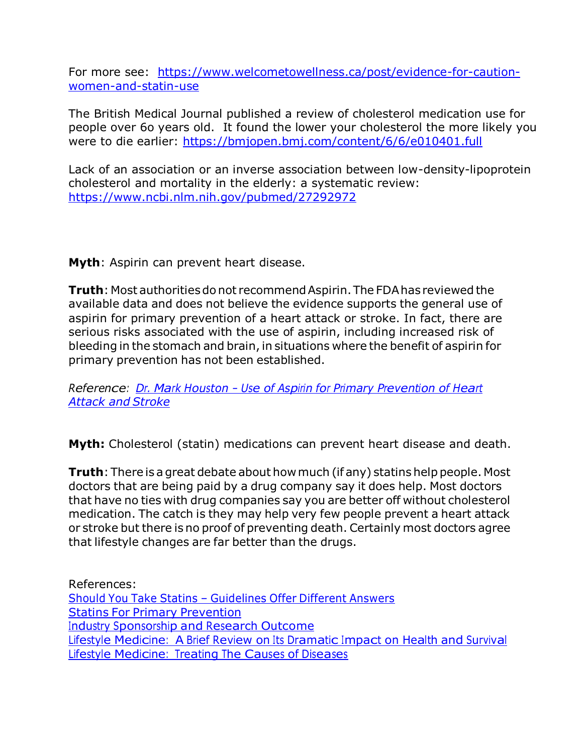For more see: [https://www.welcometowellness.ca/post/evidence-for-caution-women-and-statin-use](https://www.welcometowellness.ca/post/evidence-for-caution-women-and-statin-use)

The British Medical Journal published a review of cholesterol medication use for people over 6o years old. It found the lower your cholesterol the more likely you were to die earlier: [https://bmjopen.bmj.com/content/6/6/e010401.full](https://bmjopen.bmj.com/content/6/6/e010401.full)

Lack of an association or an inverse association between low-density-lipoprotein cholesterol and mortality in the elderly: a systematic review: [https://www.ncbi.nlm.nih.gov/pubmed/27292972](https://www.ncbi.nlm.nih.gov/pubmed/27292972)

**Myth**: Aspirin can prevent heart disease.

**Truth**: Most authorities do not recommend Aspirin. The FDA has reviewed the available data and does not believe the evidence supports the general use of aspirin for primary prevention of a heart attack or stroke. In fact, there are serious risks associated with the use of aspirin, including increased risk of bleeding in the stomach and brain, in situations where the benefit of aspirin for primary prevention has not been established.

*Reference: Dr. Mark Houston - Use of Aspirin for Primary Prevention of Heart Attack and Stroke*

**Myth:** Cholesterol (statin) medications can prevent heart disease and death.

**Truth**: There is a great debate about how much (if any) statins help people. Most doctors that are being paid by a drug company say it does help. Most doctors that have no ties with drug companies say you are better off without cholesterol medication. The catch is they may help very few people prevent a heart attack or stroke but there is no proof of preventing death. Certainly most doctors agree that lifestyle changes are far better than the drugs.

References:
Should You Take Statins – Guidelines Offer Different Answers
Statins For Primary Prevention
Industry Sponsorship and Research Outcome
Lifestyle Medicine: A Brief Review on Its Dramatic Impact on Health and Survival
Lifestyle Medicine: Treating The Causes of Diseases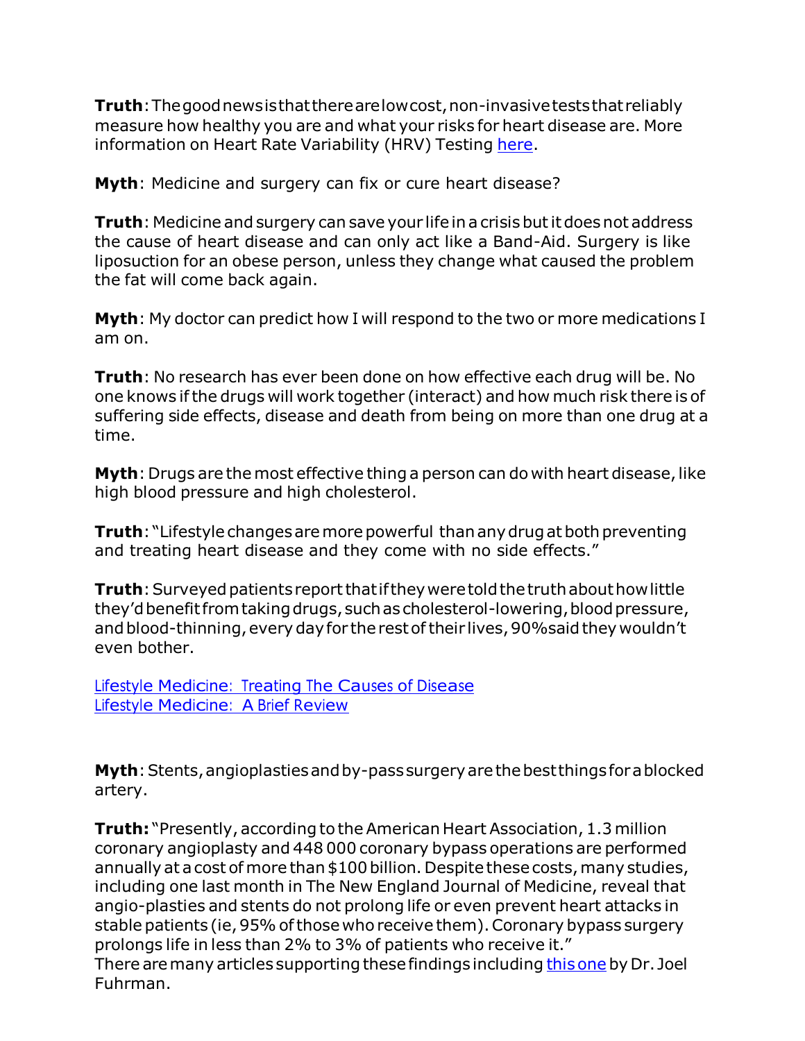**Truth**: The good news is that there are low cost, non-invasive tests that reliably measure how healthy you are and what your risks for heart disease are. More information on Heart Rate Variability (HRV) Testing [here](#).

**Myth**: Medicine and surgery can fix or cure heart disease?

**Truth**: Medicine and surgery can save your life in a crisis but it does not address the cause of heart disease and can only act like a Band-Aid. Surgery is like liposuction for an obese person, unless they change what caused the problem the fat will come back again.

**Myth**: My doctor can predict how I will respond to the two or more medications I am on.

**Truth**: No research has ever been done on how effective each drug will be. No one knows if the drugs will work together (interact) and how much risk there is of suffering side effects, disease and death from being on more than one drug at a time.

**Myth**: Drugs are the most effective thing a person can do with heart disease, like high blood pressure and high cholesterol.

**Truth**: "Lifestyle changes are more powerful than any drug at both preventing and treating heart disease and they come with no side effects."

**Truth**: Surveyed patients report that if they were told the truth about how little they'd benefit from taking drugs, such as cholesterol-lowering, blood pressure, and blood-thinning, every day for the rest of their lives, 90% said they wouldn't even bother.

[Lifestyle Medicine: Treating The Causes of Disease](#)
[Lifestyle Medicine: A Brief Review](#)

**Myth**: Stents, angioplasties and by-pass surgery are the best things for a blocked artery.

**Truth:** "Presently, according to the American Heart Association, 1.3 million coronary angioplasty and 448 000 coronary bypass operations are performed annually at a cost of more than $100 billion. Despite these costs, many studies, including one last month in The New England Journal of Medicine, reveal that angio-plasties and stents do not prolong life or even prevent heart attacks in stable patients (ie, 95% of those who receive them). Coronary bypass surgery prolongs life in less than 2% to 3% of patients who receive it."
There are many articles supporting these findings including [this one](#) by Dr. Joel Fuhrman.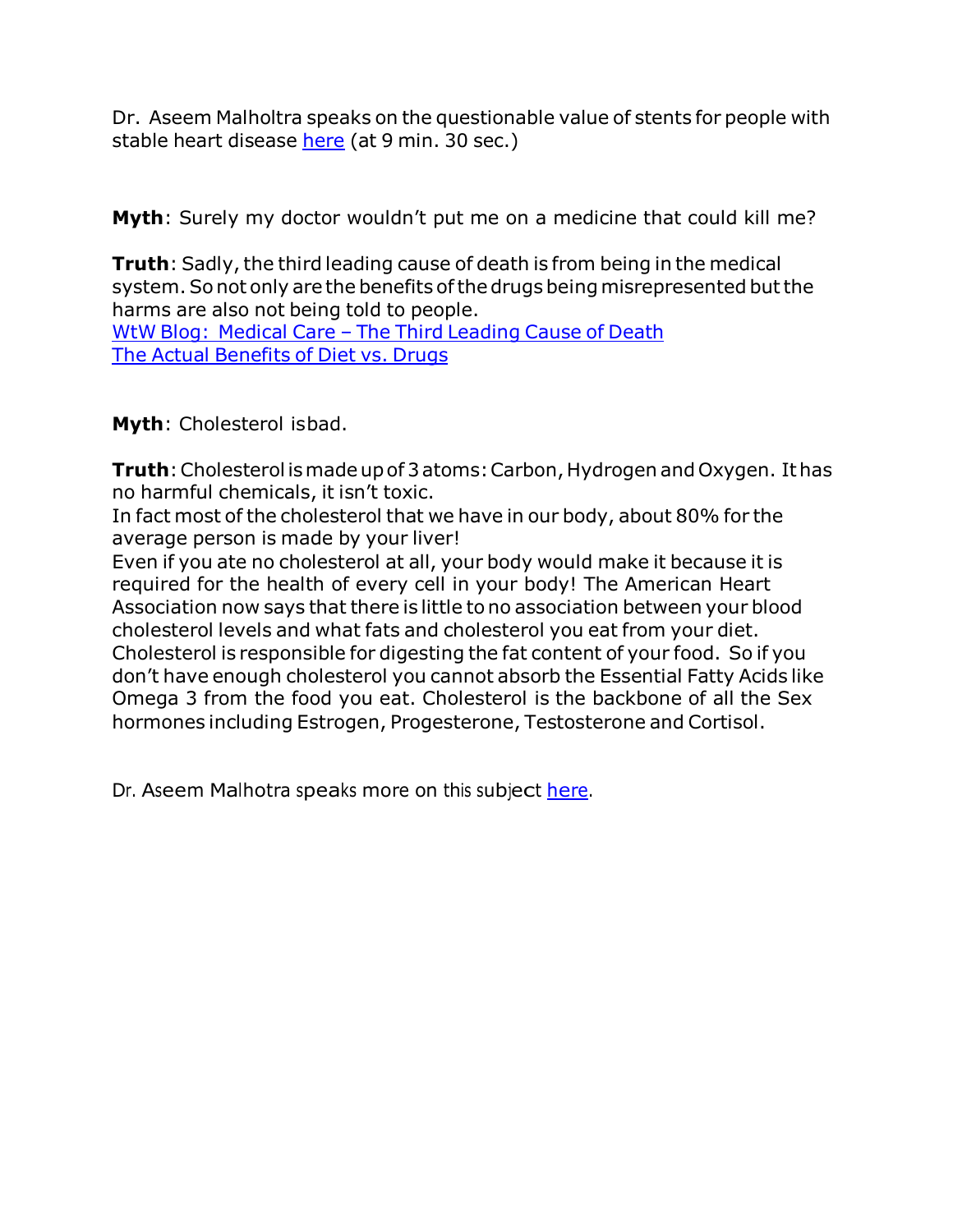Dr. Aseem Malholtra speaks on the questionable value of stents for people with stable heart disease [here](#) (at 9 min. 30 sec.)

**Myth**: Surely my doctor wouldn't put me on a medicine that could kill me?

**Truth**: Sadly, the third leading cause of death is from being in the medical system. So not only are the benefits of the drugs being misrepresented but the harms are also not being told to people.
[WtW Blog: Medical Care – The Third Leading Cause of Death](#)
[The Actual Benefits of Diet vs. Drugs](#)

**Myth**: Cholesterol isbad.

**Truth**: Cholesterol is made up of 3 atoms: Carbon, Hydrogen and Oxygen. It has no harmful chemicals, it isn't toxic.
In fact most of the cholesterol that we have in our body, about 80% for the average person is made by your liver!
Even if you ate no cholesterol at all, your body would make it because it is required for the health of every cell in your body! The American Heart Association now says that there is little to no association between your blood cholesterol levels and what fats and cholesterol you eat from your diet.
Cholesterol is responsible for digesting the fat content of your food. So if you don't have enough cholesterol you cannot absorb the Essential Fatty Acids like Omega 3 from the food you eat. Cholesterol is the backbone of all the Sex hormones including Estrogen, Progesterone, Testosterone and Cortisol.

Dr. Aseem Malhotra speaks more on this subject [here](#).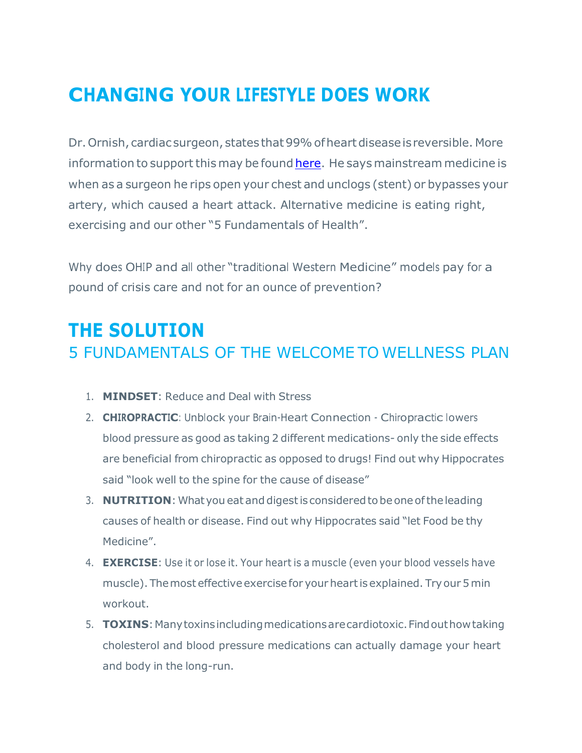# CHANGING YOUR LIFESTYLE DOES WORK

Dr. Ornish, cardiac surgeon, states that 99% of heart disease is reversible. More information to support this may be found here. He says mainstream medicine is when as a surgeon he rips open your chest and unclogs (stent) or bypasses your artery, which caused a heart attack. Alternative medicine is eating right, exercising and our other "5 Fundamentals of Health".

Why does OHIP and all other "traditional Western Medicine" models pay for a pound of crisis care and not for an ounce of prevention?

# THE SOLUTION

## 5 FUNDAMENTALS OF THE WELCOME TO WELLNESS PLAN

1. **MINDSET**: Reduce and Deal with Stress
2. **CHIROPRACTIC**: Unblock your Brain-Heart Connection - Chiropractic lowers blood pressure as good as taking 2 different medications- only the side effects are beneficial from chiropractic as opposed to drugs! Find out why Hippocrates said "look well to the spine for the cause of disease"
3. **NUTRITION**: What you eat and digest is considered to be one of the leading causes of health or disease. Find out why Hippocrates said "let Food be thy Medicine".
4. **EXERCISE**: Use it or lose it. Your heart is a muscle (even your blood vessels have muscle). The most effective exercise for your heart is explained. Try our 5 min workout.
5. **TOXINS**: Many toxins including medications are cardiotoxic. Find out how taking cholesterol and blood pressure medications can actually damage your heart and body in the long-run.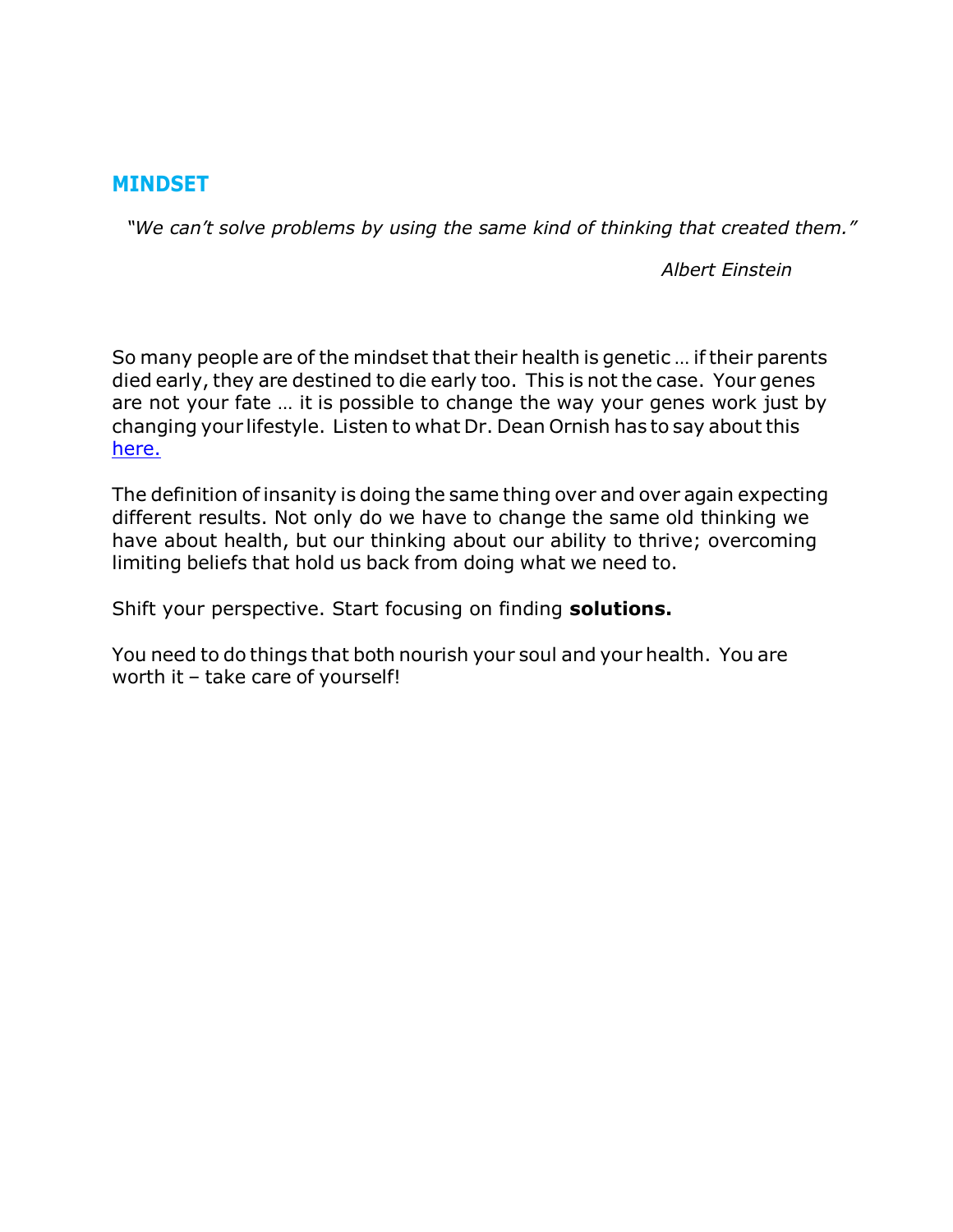## MINDSET

*"We can't solve problems by using the same kind of thinking that created them."*

*Albert Einstein*

So many people are of the mindset that their health is genetic … if their parents died early, they are destined to die early too. This is not the case. Your genes are not your fate … it is possible to change the way your genes work just by changing your lifestyle. Listen to what Dr. Dean Ornish has to say about this [here.]

The definition of insanity is doing the same thing over and over again expecting different results. Not only do we have to change the same old thinking we have about health, but our thinking about our ability to thrive; overcoming limiting beliefs that hold us back from doing what we need to.

Shift your perspective. Start focusing on finding **solutions.**

You need to do things that both nourish your soul and your health. You are worth it – take care of yourself!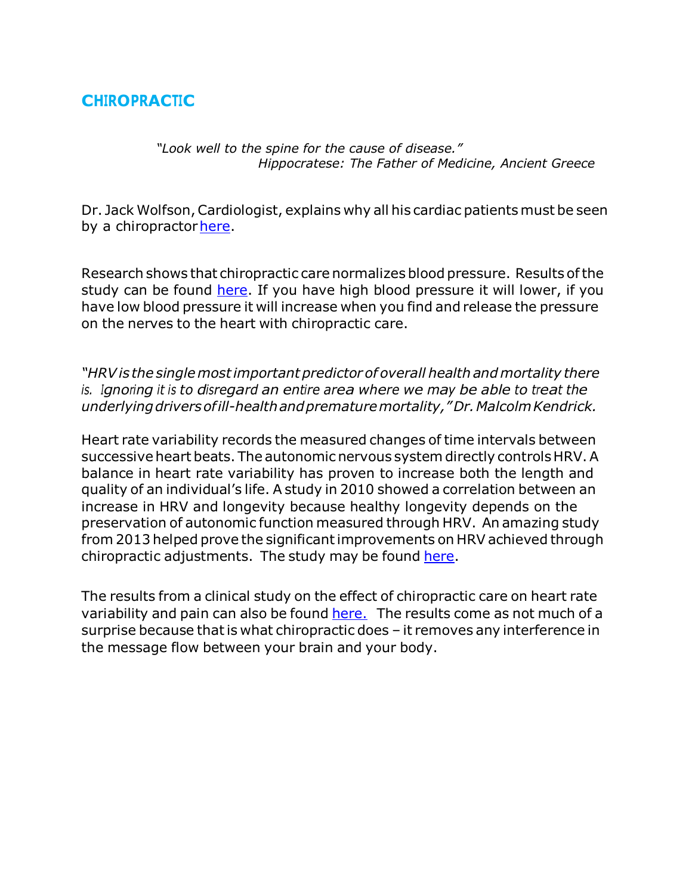## CHIROPRACTIC

> *"Look well to the spine for the cause of disease."*
> *Hippocratese: The Father of Medicine, Ancient Greece*

Dr. Jack Wolfson, Cardiologist, explains why all his cardiac patients must be seen by a chiropractor here.

Research shows that chiropractic care normalizes blood pressure. Results of the study can be found here. If you have high blood pressure it will lower, if you have low blood pressure it will increase when you find and release the pressure on the nerves to the heart with chiropractic care.

*"HRV is the single most important predictor of overall health and mortality there is. Ignoring it is to disregard an entire area where we may be able to treat the underlying drivers of ill-health and premature mortality," Dr. Malcolm Kendrick.*

Heart rate variability records the measured changes of time intervals between successive heart beats. The autonomic nervous system directly controls HRV. A balance in heart rate variability has proven to increase both the length and quality of an individual's life. A study in 2010 showed a correlation between an increase in HRV and longevity because healthy longevity depends on the preservation of autonomic function measured through HRV. An amazing study from 2013 helped prove the significant improvements on HRV achieved through chiropractic adjustments. The study may be found here.

The results from a clinical study on the effect of chiropractic care on heart rate variability and pain can also be found here. The results come as not much of a surprise because that is what chiropractic does – it removes any interference in the message flow between your brain and your body.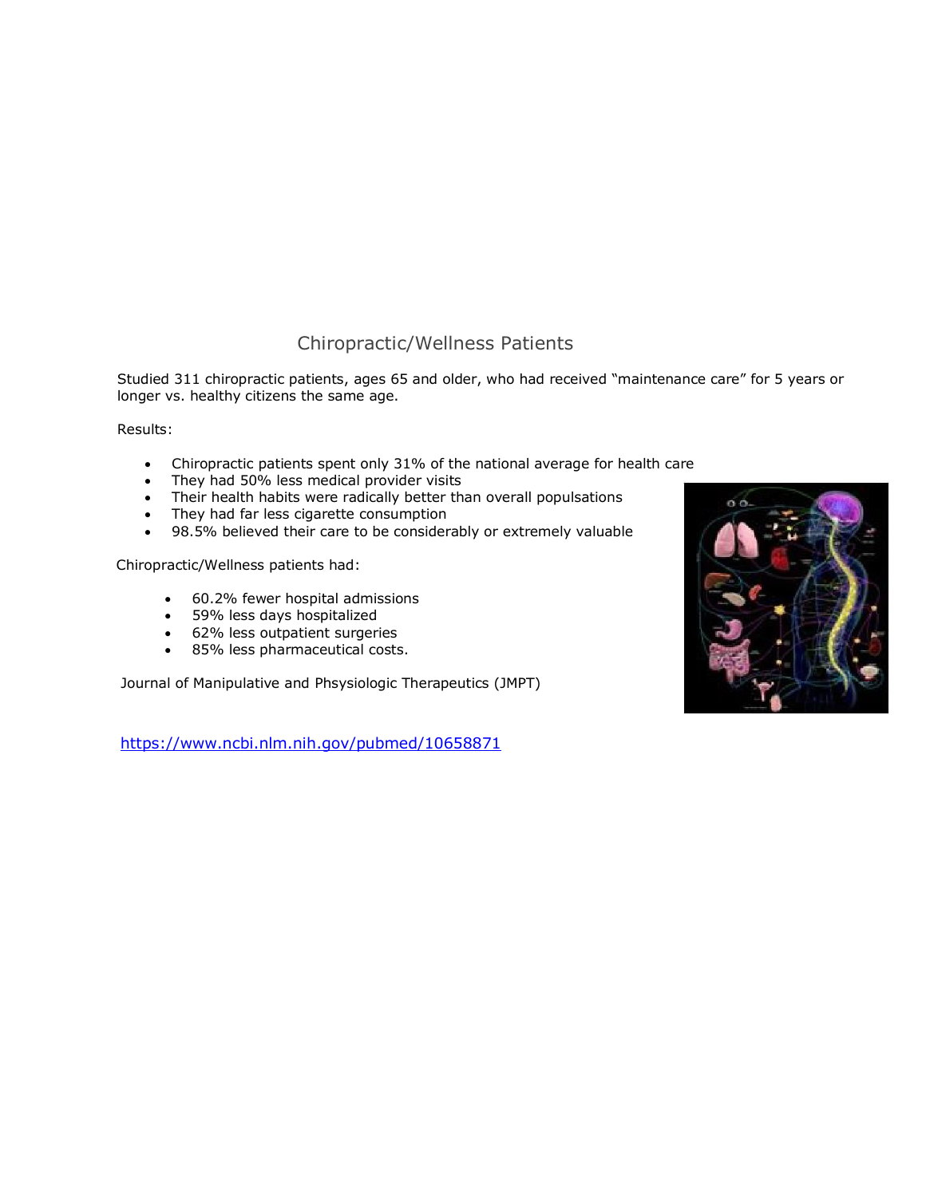## Chiropractic/Wellness Patients

Studied 311 chiropractic patients, ages 65 and older, who had received "maintenance care" for 5 years or longer vs. healthy citizens the same age.

Results:

- Chiropractic patients spent only 31% of the national average for health care
- They had 50% less medical provider visits
- Their health habits were radically better than overall populsations
- They had far less cigarette consumption
- 98.5% believed their care to be considerably or extremely valuable

Chiropractic/Wellness patients had:

- 60.2% fewer hospital admissions
- 59% less days hospitalized
- 62% less outpatient surgeries
- 85% less pharmaceutical costs.

Journal of Manipulative and Phsysiologic Therapeutics (JMPT)

https://www.ncbi.nlm.nih.gov/pubmed/10658871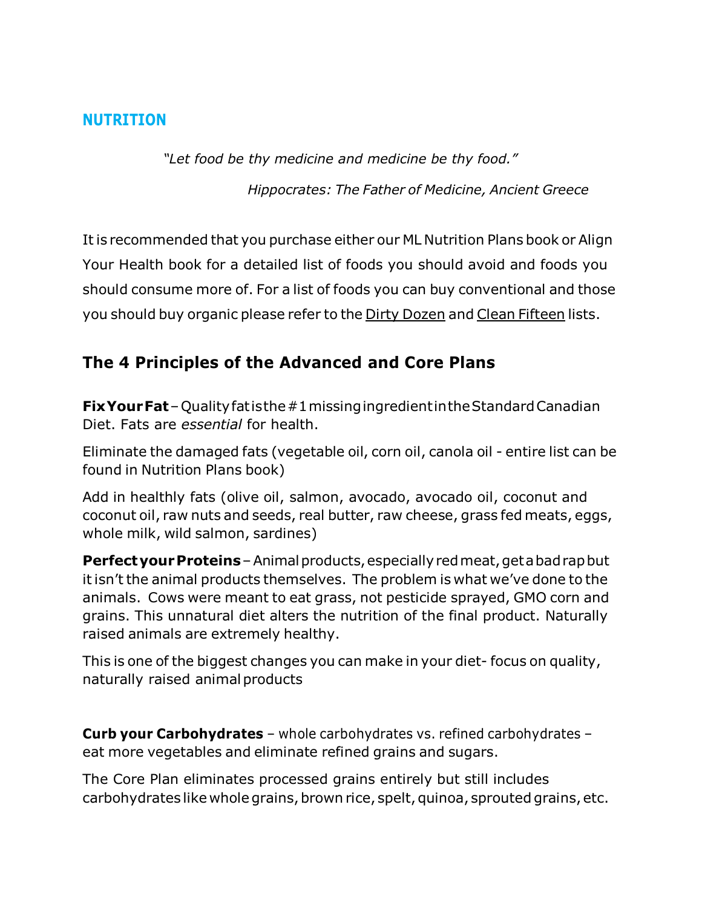## NUTRITION

*"Let food be thy medicine and medicine be thy food."*

*Hippocrates: The Father of Medicine, Ancient Greece*

It is recommended that you purchase either our ML Nutrition Plans book or Align Your Health book for a detailed list of foods you should avoid and foods you should consume more of. For a list of foods you can buy conventional and those you should buy organic please refer to the Dirty Dozen and Clean Fifteen lists.

## The 4 Principles of the Advanced and Core Plans

**Fix Your Fat** – Quality fat is the #1 missing ingredient in the Standard Canadian Diet. Fats are *essential* for health.

Eliminate the damaged fats (vegetable oil, corn oil, canola oil - entire list can be found in Nutrition Plans book)

Add in healthly fats (olive oil, salmon, avocado, avocado oil, coconut and coconut oil, raw nuts and seeds, real butter, raw cheese, grass fed meats, eggs, whole milk, wild salmon, sardines)

**Perfect your Proteins** – Animal products, especially red meat, get a bad rap but it isn't the animal products themselves. The problem is what we've done to the animals. Cows were meant to eat grass, not pesticide sprayed, GMO corn and grains. This unnatural diet alters the nutrition of the final product. Naturally raised animals are extremely healthy.

This is one of the biggest changes you can make in your diet- focus on quality, naturally raised animal products

**Curb your Carbohydrates** – whole carbohydrates vs. refined carbohydrates – eat more vegetables and eliminate refined grains and sugars.

The Core Plan eliminates processed grains entirely but still includes carbohydrates like whole grains, brown rice, spelt, quinoa, sprouted grains, etc.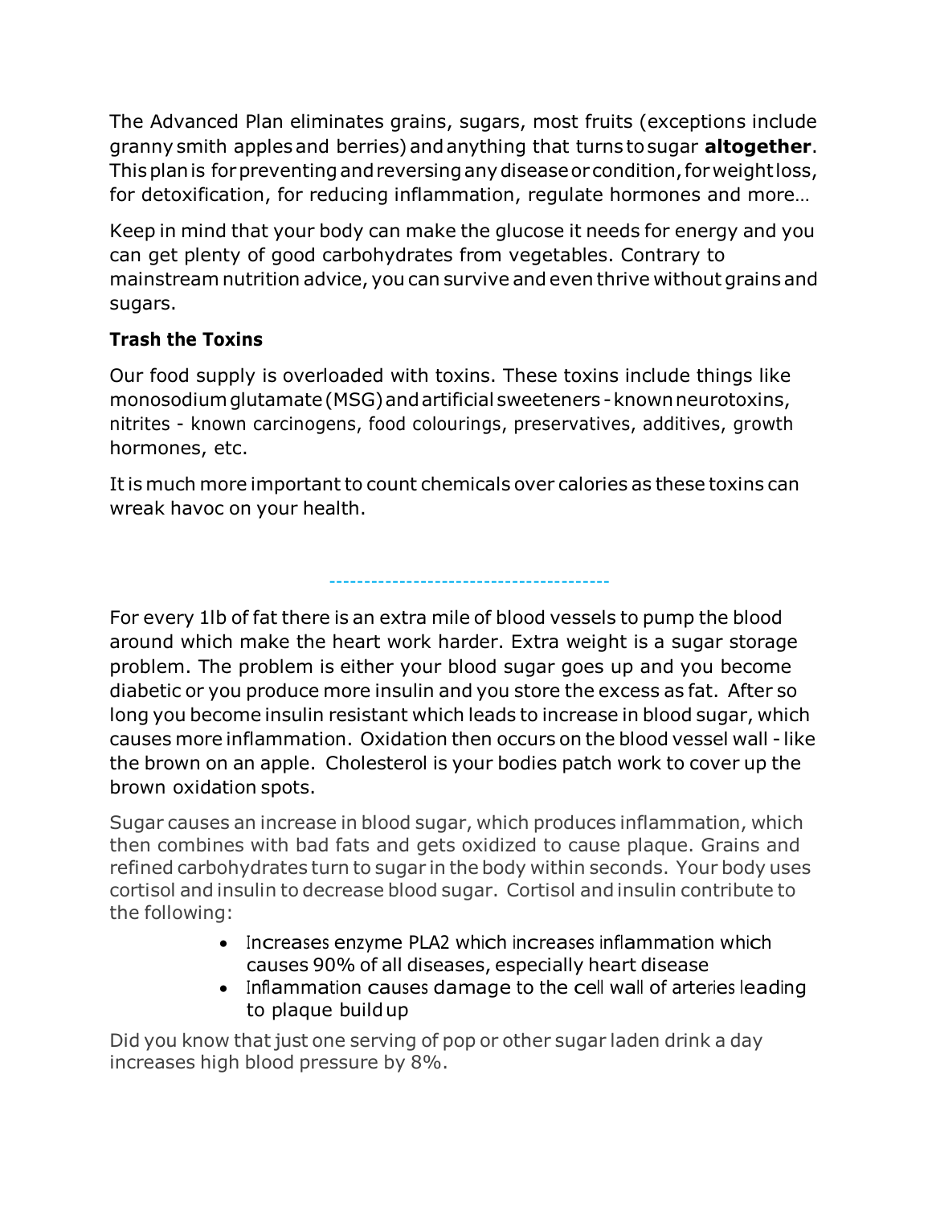The Advanced Plan eliminates grains, sugars, most fruits (exceptions include granny smith apples and berries) and anything that turns to sugar **altogether**. This plan is for preventing and reversing any disease or condition, for weight loss, for detoxification, for reducing inflammation, regulate hormones and more…

Keep in mind that your body can make the glucose it needs for energy and you can get plenty of good carbohydrates from vegetables. Contrary to mainstream nutrition advice, you can survive and even thrive without grains and sugars.

**Trash the Toxins**

Our food supply is overloaded with toxins. These toxins include things like monosodium glutamate (MSG) and artificial sweeteners - known neurotoxins, nitrites - known carcinogens, food colourings, preservatives, additives, growth hormones, etc.

It is much more important to count chemicals over calories as these toxins can wreak havoc on your health.

---

For every 1lb of fat there is an extra mile of blood vessels to pump the blood around which make the heart work harder. Extra weight is a sugar storage problem. The problem is either your blood sugar goes up and you become diabetic or you produce more insulin and you store the excess as fat. After so long you become insulin resistant which leads to increase in blood sugar, which causes more inflammation. Oxidation then occurs on the blood vessel wall - like the brown on an apple. Cholesterol is your bodies patch work to cover up the brown oxidation spots.

Sugar causes an increase in blood sugar, which produces inflammation, which then combines with bad fats and gets oxidized to cause plaque. Grains and refined carbohydrates turn to sugar in the body within seconds. Your body uses cortisol and insulin to decrease blood sugar. Cortisol and insulin contribute to the following:

- Increases enzyme PLA2 which increases inflammation which causes 90% of all diseases, especially heart disease
- Inflammation causes damage to the cell wall of arteries leading to plaque build up

Did you know that just one serving of pop or other sugar laden drink a day increases high blood pressure by 8%.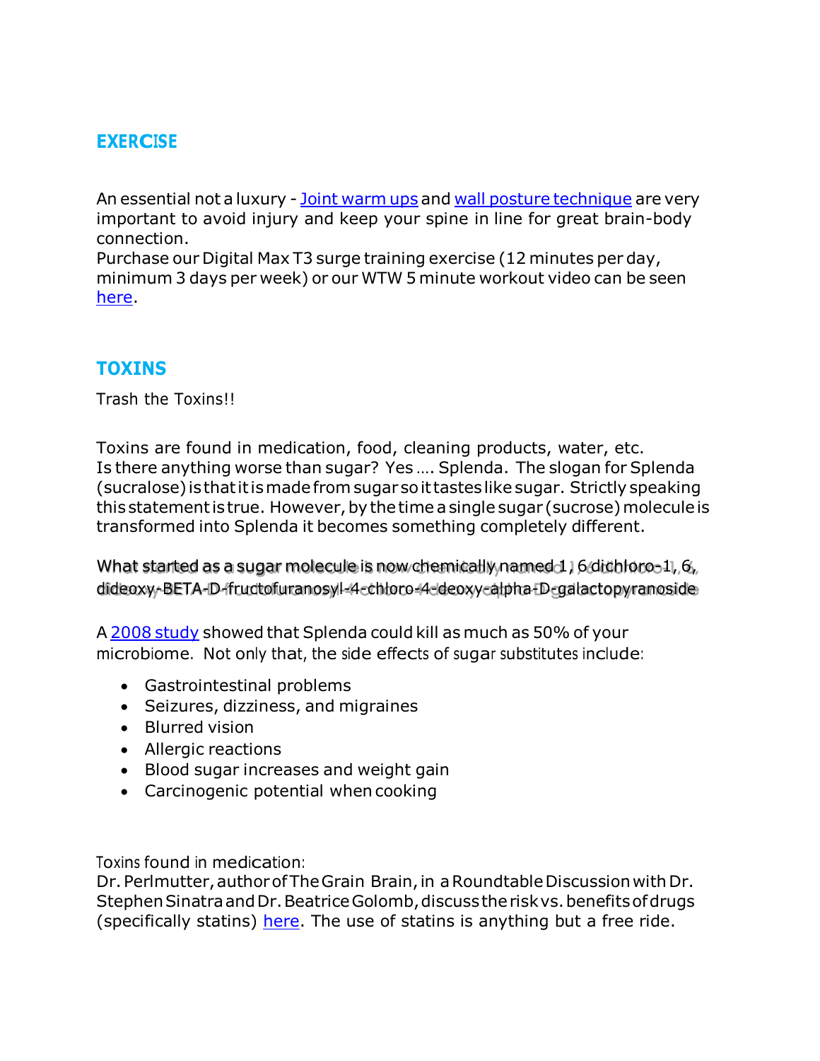## EXERCISE

An essential not a luxury - Joint warm ups and wall posture technique are very important to avoid injury and keep your spine in line for great brain-body connection.
Purchase our Digital Max T3 surge training exercise (12 minutes per day, minimum 3 days per week) or our WTW 5 minute workout video can be seen here.

## TOXINS

Trash the Toxins!!

Toxins are found in medication, food, cleaning products, water, etc.
Is there anything worse than sugar? Yes …. Splenda. The slogan for Splenda (sucralose) is that it is made from sugar so it tastes like sugar. Strictly speaking this statement is true. However, by the time a single sugar (sucrose) molecule is transformed into Splenda it becomes something completely different.

What started as a sugar molecule is now chemically named 1, 6 dichloro-1, 6, dideoxy-BETA-D-fructofuranosyl-4-chloro-4-deoxy-alpha-D-galactopyranoside

A 2008 study showed that Splenda could kill as much as 50% of your microbiome. Not only that, the side effects of sugar substitutes include:

- Gastrointestinal problems
- Seizures, dizziness, and migraines
- Blurred vision
- Allergic reactions
- Blood sugar increases and weight gain
- Carcinogenic potential when cooking

Toxins found in medication:
Dr. Perlmutter, author of The Grain Brain, in a Roundtable Discussion with Dr. Stephen Sinatra and Dr. Beatrice Golomb, discuss the risk vs. benefits of drugs (specifically statins) here. The use of statins is anything but a free ride.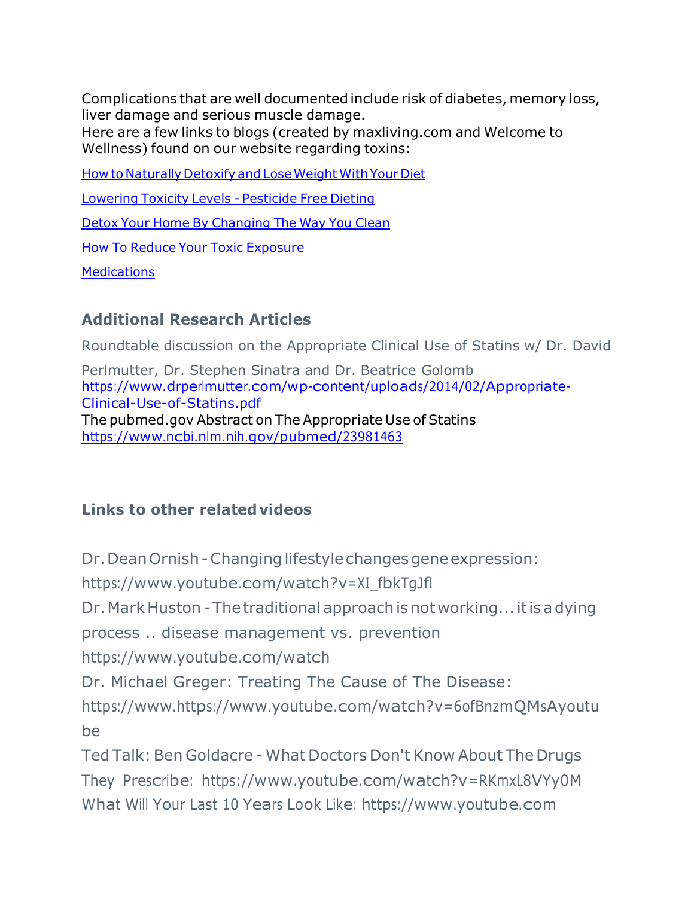Complications that are well documented include risk of diabetes, memory loss, liver damage and serious muscle damage.
Here are a few links to blogs (created by maxliving.com and Welcome to Wellness) found on our website regarding toxins:

How to Naturally Detoxify and Lose Weight With Your Diet

Lowering Toxicity Levels - Pesticide Free Dieting

Detox Your Home By Changing The Way You Clean

How To Reduce Your Toxic Exposure

Medications

### Additional Research Articles

Roundtable discussion on the Appropriate Clinical Use of Statins w/ Dr. David Perlmutter, Dr. Stephen Sinatra and Dr. Beatrice Golomb
https://www.drperlmutter.com/wp-content/uploads/2014/02/Appropriate-Clinical-Use-of-Statins.pdf
The pubmed.gov Abstract on The Appropriate Use of Statins
https://www.ncbi.nlm.nih.gov/pubmed/23981463

### Links to other related videos

Dr. Dean Ornish - Changing lifestyle changes gene expression:
https://www.youtube.com/watch?v=XI_fbkTgJfI
Dr. Mark Huston - The traditional approach is not working... it is a dying process .. disease management vs. prevention
https://www.youtube.com/watch
Dr. Michael Greger: Treating The Cause of The Disease:
https://www.https://www.youtube.com/watch?v=6ofBnzmQMsAyoutube
Ted Talk: Ben Goldacre - What Doctors Don't Know About The Drugs They Prescribe: https://www.youtube.com/watch?v=RKmxL8VYy0M
What Will Your Last 10 Years Look Like: https://www.youtube.com